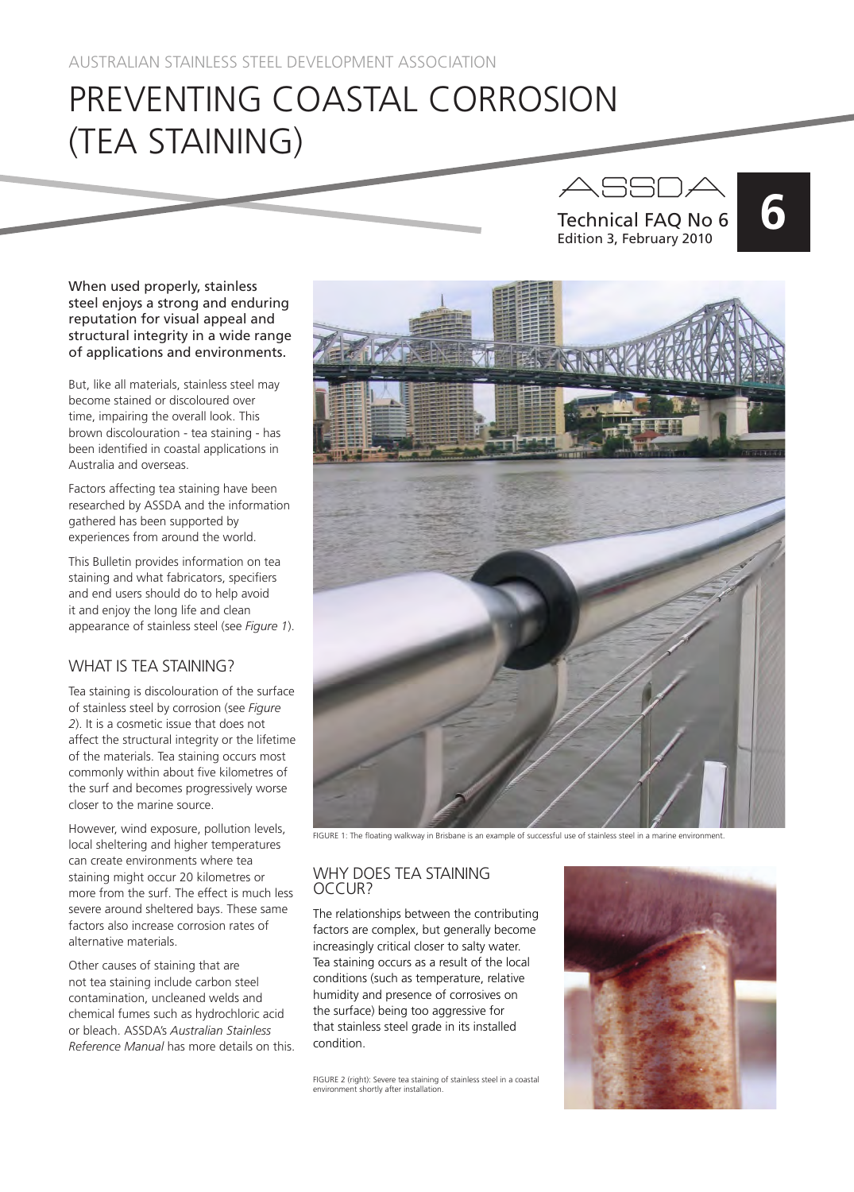AUSTRALIAN STAINLESS STEEL DEVELOPMENT ASSOCIATION

# PREVENTING COASTAL CORROSION (TEA STAINING)

ASSDA

Technical FAQ No 6
Edition 3, February 2010

**6**

When used properly, stainless steel enjoys a strong and enduring reputation for visual appeal and structural integrity in a wide range of applications and environments.

But, like all materials, stainless steel may become stained or discoloured over time, impairing the overall look. This brown discolouration - tea staining - has been identified in coastal applications in Australia and overseas.

Factors affecting tea staining have been researched by ASSDA and the information gathered has been supported by experiences from around the world.

This Bulletin provides information on tea staining and what fabricators, specifiers and end users should do to help avoid it and enjoy the long life and clean appearance of stainless steel (see *Figure 1*).

## WHAT IS TEA STAINING?

Tea staining is discolouration of the surface of stainless steel by corrosion (see *Figure 2*). It is a cosmetic issue that does not affect the structural integrity or the lifetime of the materials. Tea staining occurs most commonly within about five kilometres of the surf and becomes progressively worse closer to the marine source.

However, wind exposure, pollution levels, local sheltering and higher temperatures can create environments where tea staining might occur 20 kilometres or more from the surf. The effect is much less severe around sheltered bays. These same factors also increase corrosion rates of alternative materials.

Other causes of staining that are not tea staining include carbon steel contamination, uncleaned welds and chemical fumes such as hydrochloric acid or bleach. ASSDA's *Australian Stainless Reference Manual* has more details on this.

FIGURE 1: The floating walkway in Brisbane is an example of successful use of stainless steel in a marine environment.

## WHY DOES TEA STAINING OCCUR?

The relationships between the contributing factors are complex, but generally become increasingly critical closer to salty water. Tea staining occurs as a result of the local conditions (such as temperature, relative humidity and presence of corrosives on the surface) being too aggressive for that stainless steel grade in its installed condition.

FIGURE 2 (right): Severe tea staining of stainless steel in a coastal environment shortly after installation.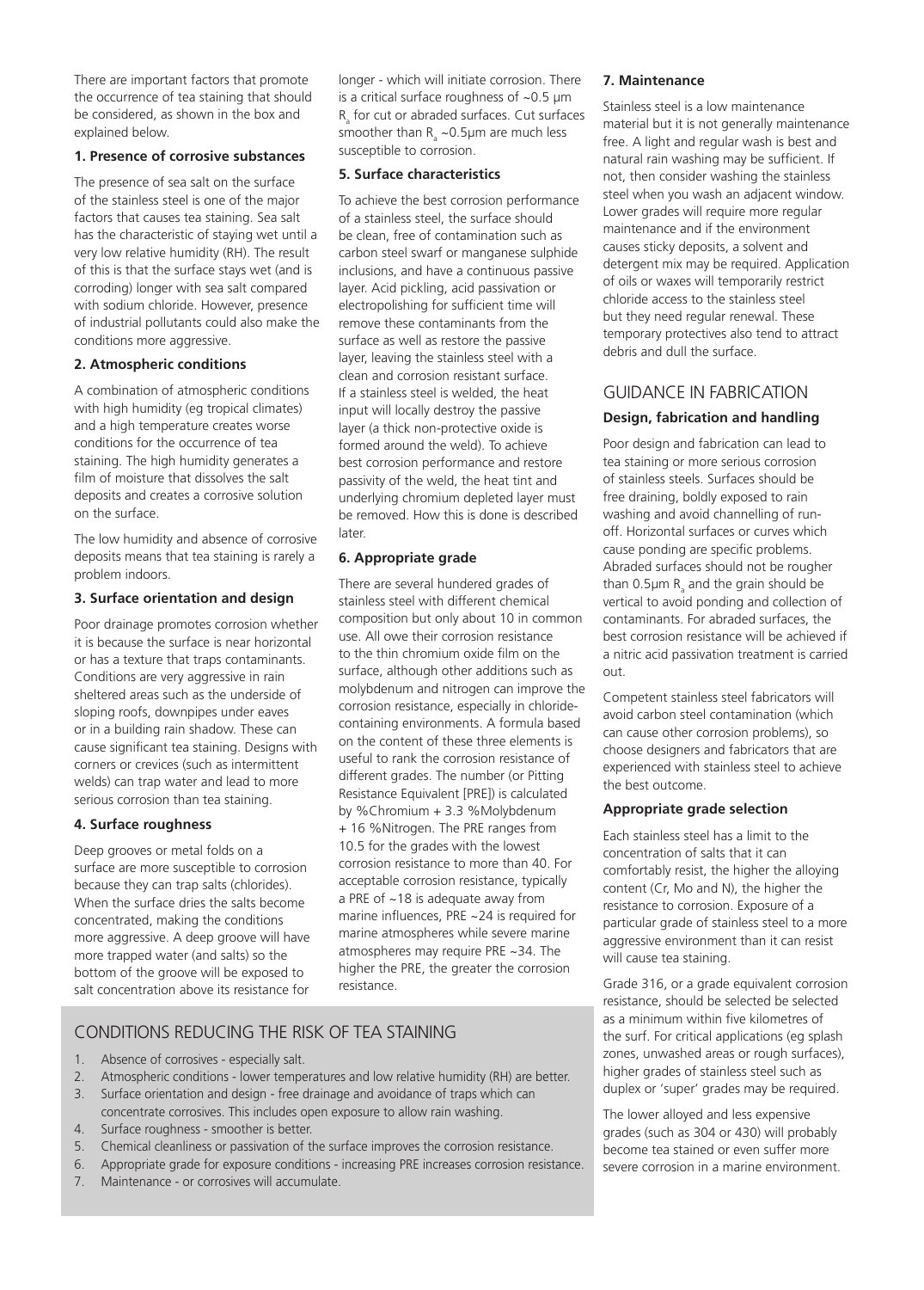There are important factors that promote the occurrence of tea staining that should be considered, as shown in the box and explained below.

**1. Presence of corrosive substances**

The presence of sea salt on the surface of the stainless steel is one of the major factors that causes tea staining. Sea salt has the characteristic of staying wet until a very low relative humidity (RH). The result of this is that the surface stays wet (and is corroding) longer with sea salt compared with sodium chloride. However, presence of industrial pollutants could also make the conditions more aggressive.

**2. Atmospheric conditions**

A combination of atmospheric conditions with high humidity (eg tropical climates) and a high temperature creates worse conditions for the occurrence of tea staining. The high humidity generates a film of moisture that dissolves the salt deposits and creates a corrosive solution on the surface.

The low humidity and absence of corrosive deposits means that tea staining is rarely a problem indoors.

**3. Surface orientation and design**

Poor drainage promotes corrosion whether it is because the surface is near horizontal or has a texture that traps contaminants. Conditions are very aggressive in rain sheltered areas such as the underside of sloping roofs, downpipes under eaves or in a building rain shadow. These can cause significant tea staining. Designs with corners or crevices (such as intermittent welds) can trap water and lead to more serious corrosion than tea staining.

**4. Surface roughness**

Deep grooves or metal folds on a surface are more susceptible to corrosion because they can trap salts (chlorides). When the surface dries the salts become concentrated, making the conditions more aggressive. A deep groove will have more trapped water (and salts) so the bottom of the groove will be exposed to salt concentration above its resistance for longer - which will initiate corrosion. There is a critical surface roughness of ~0.5 μm $R_a$ for cut or abraded surfaces. Cut surfaces smoother than $R_a$ ~0.5μm are much less susceptible to corrosion.

**5. Surface characteristics**

To achieve the best corrosion performance of a stainless steel, the surface should be clean, free of contamination such as carbon steel swarf or manganese sulphide inclusions, and have a continuous passive layer. Acid pickling, acid passivation or electropolishing for sufficient time will remove these contaminants from the surface as well as restore the passive layer, leaving the stainless steel with a clean and corrosion resistant surface. If a stainless steel is welded, the heat input will locally destroy the passive layer (a thick non-protective oxide is formed around the weld). To achieve best corrosion performance and restore passivity of the weld, the heat tint and underlying chromium depleted layer must be removed. How this is done is described later.

**6. Appropriate grade**

There are several hundered grades of stainless steel with different chemical composition but only about 10 in common use. All owe their corrosion resistance to the thin chromium oxide film on the surface, although other additions such as molybdenum and nitrogen can improve the corrosion resistance, especially in chloride-containing environments. A formula based on the content of these three elements is useful to rank the corrosion resistance of different grades. The number (or Pitting Resistance Equivalent [PRE]) is calculated by %Chromium + 3.3 %Molybdenum + 16 %Nitrogen. The PRE ranges from 10.5 for the grades with the lowest corrosion resistance to more than 40. For acceptable corrosion resistance, typically a PRE of ~18 is adequate away from marine influences, PRE ~24 is required for marine atmospheres while severe marine atmospheres may require PRE ~34. The higher the PRE, the greater the corrosion resistance.

## CONDITIONS REDUCING THE RISK OF TEA STAINING

1. Absence of corrosives - especially salt.
2. Atmospheric conditions - lower temperatures and low relative humidity (RH) are better.
3. Surface orientation and design - free drainage and avoidance of traps which can concentrate corrosives. This includes open exposure to allow rain washing.
4. Surface roughness - smoother is better.
5. Chemical cleanliness or passivation of the surface improves the corrosion resistance.
6. Appropriate grade for exposure conditions - increasing PRE increases corrosion resistance.
7. Maintenance - or corrosives will accumulate.

**7. Maintenance**

Stainless steel is a low maintenance material but it is not generally maintenance free. A light and regular wash is best and natural rain washing may be sufficient. If not, then consider washing the stainless steel when you wash an adjacent window. Lower grades will require more regular maintenance and if the environment causes sticky deposits, a solvent and detergent mix may be required. Application of oils or waxes will temporarily restrict chloride access to the stainless steel but they need regular renewal. These temporary protectives also tend to attract debris and dull the surface.

## GUIDANCE IN FABRICATION

### Design, fabrication and handling

Poor design and fabrication can lead to tea staining or more serious corrosion of stainless steels. Surfaces should be free draining, boldly exposed to rain washing and avoid channelling of run-off. Horizontal surfaces or curves which cause ponding are specific problems. Abraded surfaces should not be rougher than 0.5μm $R_a$ and the grain should be vertical to avoid ponding and collection of contaminants. For abraded surfaces, the best corrosion resistance will be achieved if a nitric acid passivation treatment is carried out.

Competent stainless steel fabricators will avoid carbon steel contamination (which can cause other corrosion problems), so choose designers and fabricators that are experienced with stainless steel to achieve the best outcome.

### Appropriate grade selection

Each stainless steel has a limit to the concentration of salts that it can comfortably resist, the higher the alloying content (Cr, Mo and N), the higher the resistance to corrosion. Exposure of a particular grade of stainless steel to a more aggressive environment than it can resist will cause tea staining.

Grade 316, or a grade equivalent corrosion resistance, should be selected be selected as a minimum within five kilometres of the surf. For critical applications (eg splash zones, unwashed areas or rough surfaces), higher grades of stainless steel such as duplex or 'super' grades may be required.

The lower alloyed and less expensive grades (such as 304 or 430) will probably become tea stained or even suffer more severe corrosion in a marine environment.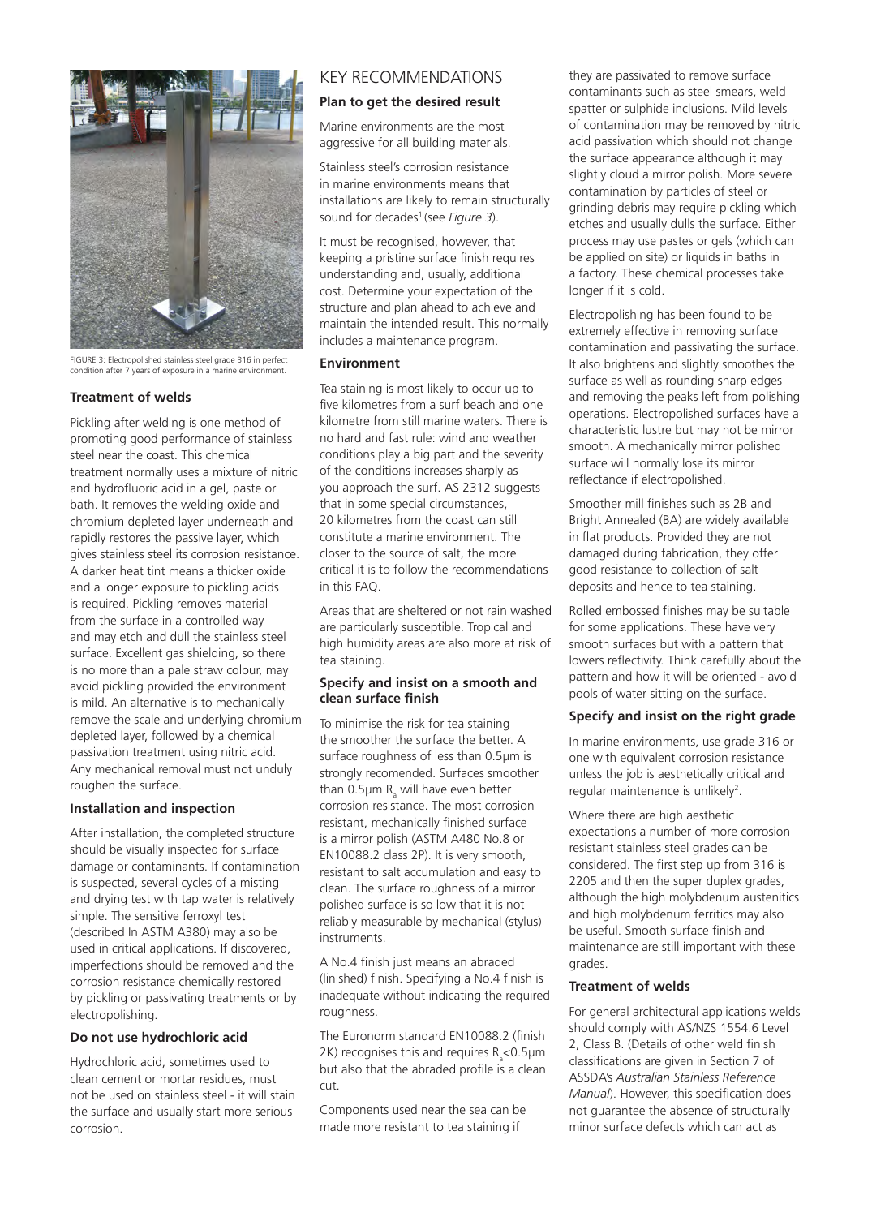FIGURE 3: Electropolished stainless steel grade 316 in perfect condition after 7 years of exposure in a marine environment.

### Treatment of welds

Pickling after welding is one method of promoting good performance of stainless steel near the coast. This chemical treatment normally uses a mixture of nitric and hydrofluoric acid in a gel, paste or bath. It removes the welding oxide and chromium depleted layer underneath and rapidly restores the passive layer, which gives stainless steel its corrosion resistance. A darker heat tint means a thicker oxide and a longer exposure to pickling acids is required. Pickling removes material from the surface in a controlled way and may etch and dull the stainless steel surface. Excellent gas shielding, so there is no more than a pale straw colour, may avoid pickling provided the environment is mild. An alternative is to mechanically remove the scale and underlying chromium depleted layer, followed by a chemical passivation treatment using nitric acid. Any mechanical removal must not unduly roughen the surface.

### Installation and inspection

After installation, the completed structure should be visually inspected for surface damage or contaminants. If contamination is suspected, several cycles of a misting and drying test with tap water is relatively simple. The sensitive ferroxyl test (described In ASTM A380) may also be used in critical applications. If discovered, imperfections should be removed and the corrosion resistance chemically restored by pickling or passivating treatments or by electropolishing.

### Do not use hydrochloric acid

Hydrochloric acid, sometimes used to clean cement or mortar residues, must not be used on stainless steel - it will stain the surface and usually start more serious corrosion.

## KEY RECOMMENDATIONS

### Plan to get the desired result

Marine environments are the most aggressive for all building materials.

Stainless steel's corrosion resistance in marine environments means that installations are likely to remain structurally sound for decades[1] (see *Figure 3*).

It must be recognised, however, that keeping a pristine surface finish requires understanding and, usually, additional cost. Determine your expectation of the structure and plan ahead to achieve and maintain the intended result. This normally includes a maintenance program.

### Environment

Tea staining is most likely to occur up to five kilometres from a surf beach and one kilometre from still marine waters. There is no hard and fast rule: wind and weather conditions play a big part and the severity of the conditions increases sharply as you approach the surf. AS 2312 suggests that in some special circumstances, 20 kilometres from the coast can still constitute a marine environment. The closer to the source of salt, the more critical it is to follow the recommendations in this FAQ.

Areas that are sheltered or not rain washed are particularly susceptible. Tropical and high humidity areas are also more at risk of tea staining.

### Specify and insist on a smooth and clean surface finish

To minimise the risk for tea staining the smoother the surface the better. A surface roughness of less than 0.5µm is strongly recomended. Surfaces smoother than 0.5µm $R_a$ will have even better corrosion resistance. The most corrosion resistant, mechanically finished surface is a mirror polish (ASTM A480 No.8 or EN10088.2 class 2P). It is very smooth, resistant to salt accumulation and easy to clean. The surface roughness of a mirror polished surface is so low that it is not reliably measurable by mechanical (stylus) instruments.

A No.4 finish just means an abraded (linished) finish. Specifying a No.4 finish is inadequate without indicating the required roughness.

The Euronorm standard EN10088.2 (finish 2K) recognises this and requires $R_a$<0.5µm but also that the abraded profile is a clean cut.

Components used near the sea can be made more resistant to tea staining if they are passivated to remove surface contaminants such as steel smears, weld spatter or sulphide inclusions. Mild levels of contamination may be removed by nitric acid passivation which should not change the surface appearance although it may slightly cloud a mirror polish. More severe contamination by particles of steel or grinding debris may require pickling which etches and usually dulls the surface. Either process may use pastes or gels (which can be applied on site) or liquids in baths in a factory. These chemical processes take longer if it is cold.

Electropolishing has been found to be extremely effective in removing surface contamination and passivating the surface. It also brightens and slightly smoothes the surface as well as rounding sharp edges and removing the peaks left from polishing operations. Electropolished surfaces have a characteristic lustre but may not be mirror smooth. A mechanically mirror polished surface will normally lose its mirror reflectance if electropolished.

Smoother mill finishes such as 2B and Bright Annealed (BA) are widely available in flat products. Provided they are not damaged during fabrication, they offer good resistance to collection of salt deposits and hence to tea staining.

Rolled embossed finishes may be suitable for some applications. These have very smooth surfaces but with a pattern that lowers reflectivity. Think carefully about the pattern and how it will be oriented - avoid pools of water sitting on the surface.

### Specify and insist on the right grade

In marine environments, use grade 316 or one with equivalent corrosion resistance unless the job is aesthetically critical and regular maintenance is unlikely[2].

Where there are high aesthetic expectations a number of more corrosion resistant stainless steel grades can be considered. The first step up from 316 is 2205 and then the super duplex grades, although the high molybdenum austenitics and high molybdenum ferritics may also be useful. Smooth surface finish and maintenance are still important with these grades.

### Treatment of welds

For general architectural applications welds should comply with AS/NZS 1554.6 Level 2, Class B. (Details of other weld finish classifications are given in Section 7 of ASSDA's *Australian Stainless Reference Manual*). However, this specification does not guarantee the absence of structurally minor surface defects which can act as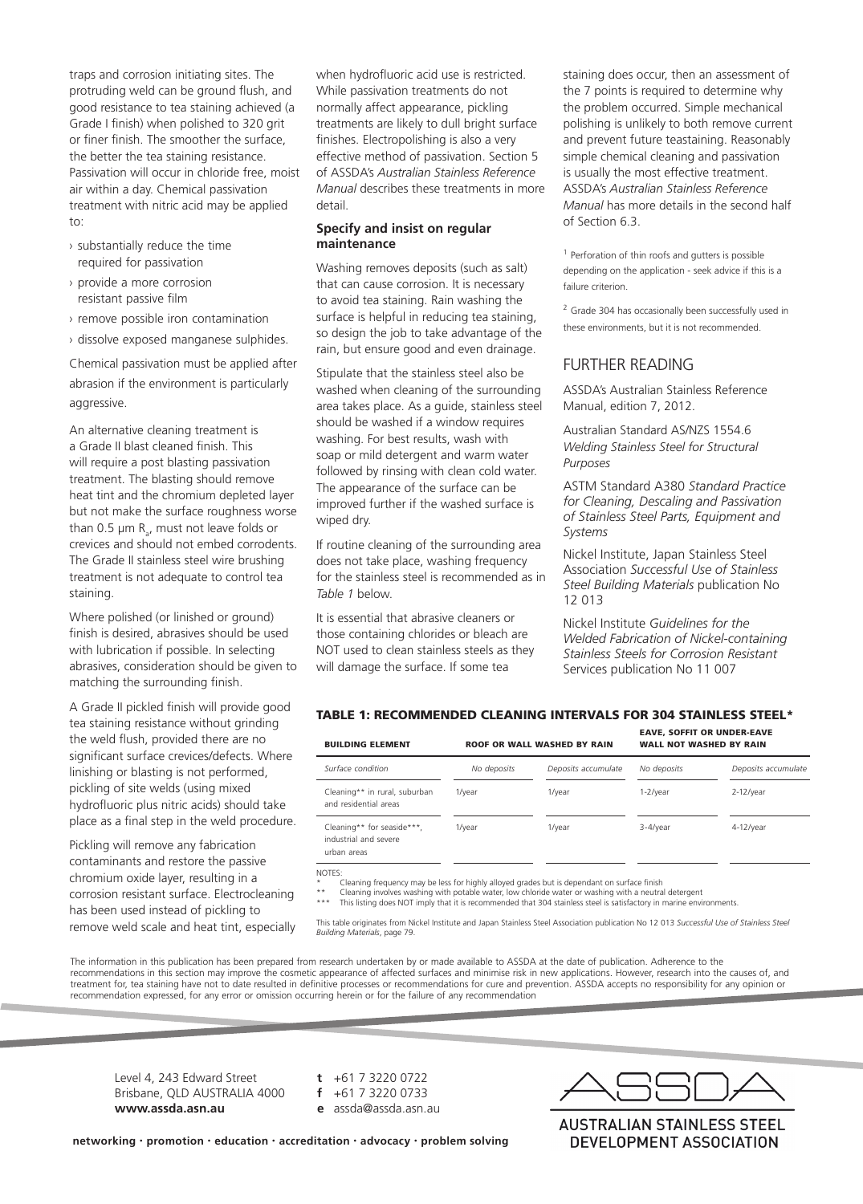traps and corrosion initiating sites. The protruding weld can be ground flush, and good resistance to tea staining achieved (a Grade I finish) when polished to 320 grit or finer finish. The smoother the surface, the better the tea staining resistance. Passivation will occur in chloride free, moist air within a day. Chemical passivation treatment with nitric acid may be applied to:

- substantially reduce the time required for passivation
- provide a more corrosion resistant passive film
- remove possible iron contamination
- dissolve exposed manganese sulphides.

Chemical passivation must be applied after abrasion if the environment is particularly aggressive.

An alternative cleaning treatment is a Grade II blast cleaned finish. This will require a post blasting passivation treatment. The blasting should remove heat tint and the chromium depleted layer but not make the surface roughness worse than 0.5 μm $R_a$, must not leave folds or crevices and should not embed corrodents. The Grade II stainless steel wire brushing treatment is not adequate to control tea staining.

Where polished (or linished or ground) finish is desired, abrasives should be used with lubrication if possible. In selecting abrasives, consideration should be given to matching the surrounding finish.

A Grade II pickled finish will provide good tea staining resistance without grinding the weld flush, provided there are no significant surface crevices/defects. Where linishing or blasting is not performed, pickling of site welds (using mixed hydrofluoric plus nitric acids) should take place as a final step in the weld procedure.

Pickling will remove any fabrication contaminants and restore the passive chromium oxide layer, resulting in a corrosion resistant surface. Electrocleaning has been used instead of pickling to remove weld scale and heat tint, especially when hydrofluoric acid use is restricted. While passivation treatments do not normally affect appearance, pickling treatments are likely to dull bright surface finishes. Electropolishing is also a very effective method of passivation. Section 5 of ASSDA's *Australian Stainless Reference Manual* describes these treatments in more detail.

### Specify and insist on regular maintenance

Washing removes deposits (such as salt) that can cause corrosion. It is necessary to avoid tea staining. Rain washing the surface is helpful in reducing tea staining, so design the job to take advantage of the rain, but ensure good and even drainage.

Stipulate that the stainless steel also be washed when cleaning of the surrounding area takes place. As a guide, stainless steel should be washed if a window requires washing. For best results, wash with soap or mild detergent and warm water followed by rinsing with clean cold water. The appearance of the surface can be improved further if the washed surface is wiped dry.

If routine cleaning of the surrounding area does not take place, washing frequency for the stainless steel is recommended as in *Table 1* below.

It is essential that abrasive cleaners or those containing chlorides or bleach are NOT used to clean stainless steels as they will damage the surface. If some tea staining does occur, then an assessment of the 7 points is required to determine why the problem occurred. Simple mechanical polishing is unlikely to both remove current and prevent future teastaining. Reasonably simple chemical cleaning and passivation is usually the most effective treatment. ASSDA's *Australian Stainless Reference Manual* has more details in the second half of Section 6.3.

[1] Perforation of thin roofs and gutters is possible depending on the application - seek advice if this is a failure criterion.

[2] Grade 304 has occasionally been successfully used in these environments, but it is not recommended.

## FURTHER READING

ASSDA's Australian Stainless Reference Manual, edition 7, 2012.

Australian Standard AS/NZS 1554.6 *Welding Stainless Steel for Structural Purposes*

ASTM Standard A380 *Standard Practice for Cleaning, Descaling and Passivation of Stainless Steel Parts, Equipment and Systems*

Nickel Institute, Japan Stainless Steel Association *Successful Use of Stainless Steel Building Materials* publication No 12 013

Nickel Institute *Guidelines for the Welded Fabrication of Nickel-containing Stainless Steels for Corrosion Resistant* Services publication No 11 007

### TABLE 1: RECOMMENDED CLEANING INTERVALS FOR 304 STAINLESS STEEL*

| BUILDING ELEMENT | ROOF OR WALL WASHED BY RAIN | | EAVE, SOFFIT OR UNDER-EAVE WALL NOT WASHED BY RAIN | |
|---|---|---|---|---|
| *Surface condition* | *No deposits* | *Deposits accumulate* | *No deposits* | *Deposits accumulate* |
| Cleaning** in rural, suburban and residential areas | 1/year | 1/year | 1-2/year | 2-12/year |
| Cleaning** for seaside***, industrial and severe urban areas | 1/year | 1/year | 3-4/year | 4-12/year |

NOTES:
\* Cleaning frequency may be less for highly alloyed grades but is dependant on surface finish
\** Cleaning involves washing with potable water, low chloride water or washing with a neutral detergent
\*** This listing does NOT imply that it is recommended that 304 stainless steel is satisfactory in marine environments.

This table originates from Nickel Institute and Japan Stainless Steel Association publication No 12 013 *Successful Use of Stainless Steel Building Materials*, page 79.

The information in this publication has been prepared from research undertaken by or made available to ASSDA at the date of publication. Adherence to the recommendations in this section may improve the cosmetic appearance of affected surfaces and minimise risk in new applications. However, research into the causes of, and treatment for, tea staining have not to date resulted in definitive processes or recommendations for cure and prevention. ASSDA accepts no responsibility for any opinion or recommendation expressed, for any error or omission occurring herein or for the failure of any recommendation

Level 4, 243 Edward Street
Brisbane, QLD AUSTRALIA 4000
**www.assda.asn.au**

**t** +61 7 3220 0722
**f** +61 7 3220 0733
**e** assda@assda.asn.au

ASSDA
AUSTRALIAN STAINLESS STEEL DEVELOPMENT ASSOCIATION

**networking · promotion · education · accreditation · advocacy · problem solving**